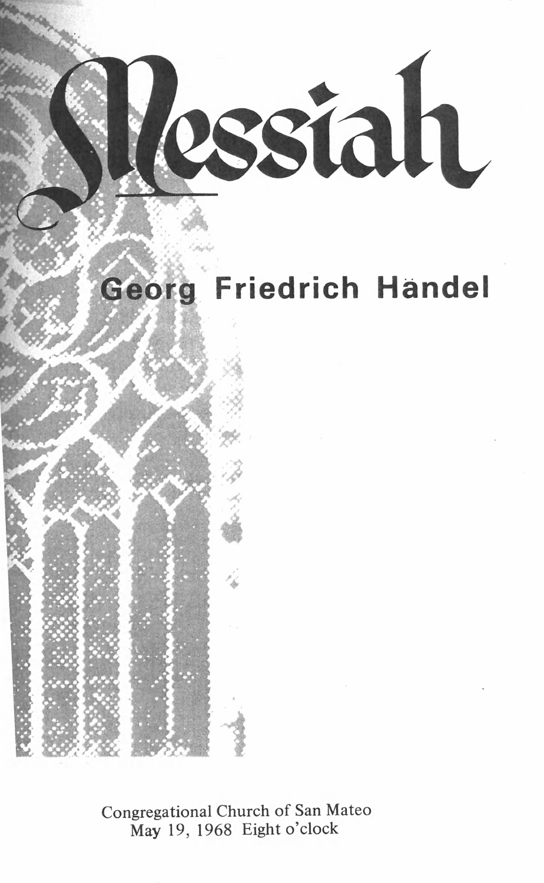# Messiah

## Georg Friedrich Händel

Congregational Church of San Mateo
May 19, 1968 Eight o'clock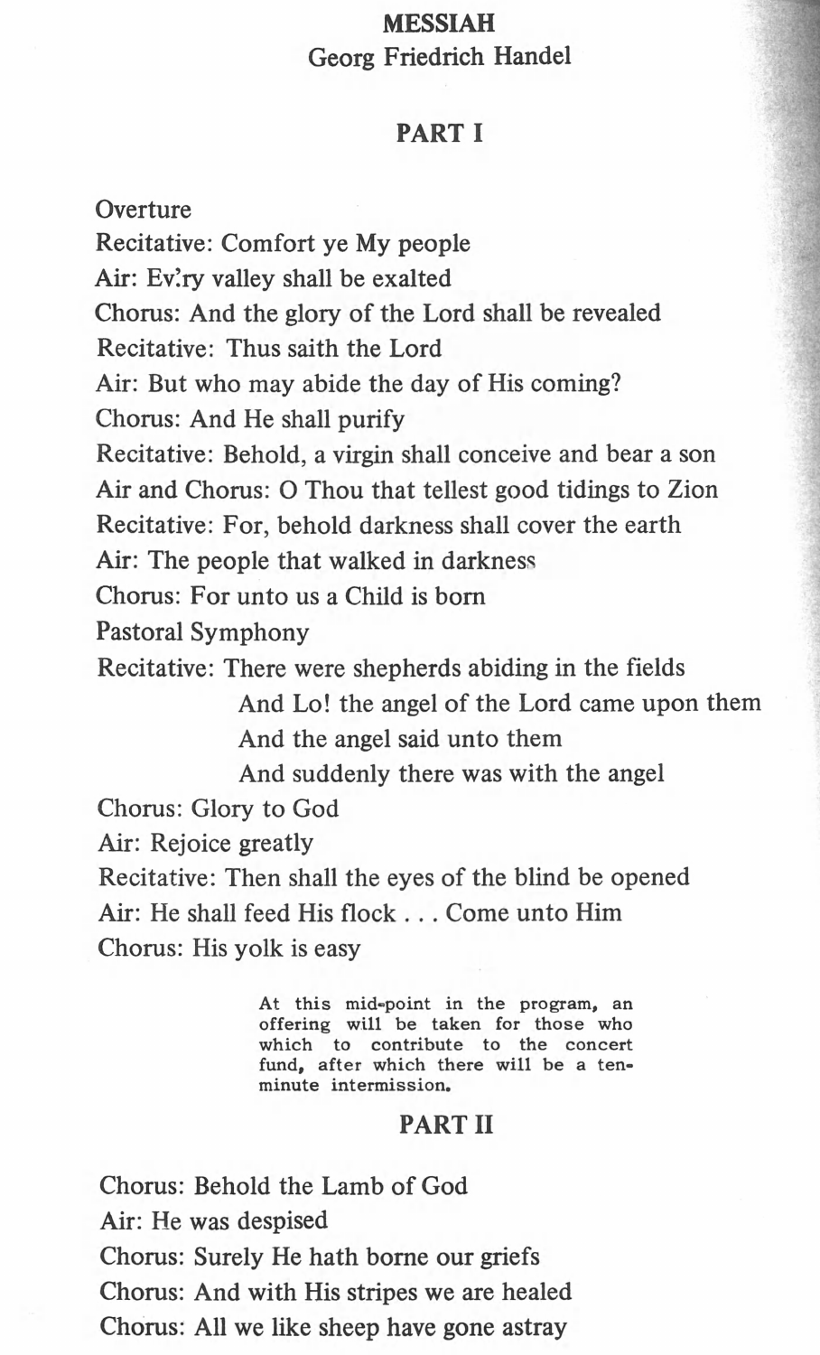# MESSIAH

Georg Friedrich Handel

## PART I

Overture

Recitative: Comfort ye My people

Air: Ev'ry valley shall be exalted

Chorus: And the glory of the Lord shall be revealed

Recitative: Thus saith the Lord

Air: But who may abide the day of His coming?

Chorus: And He shall purify

Recitative: Behold, a virgin shall conceive and bear a son

Air and Chorus: O Thou that tellest good tidings to Zion

Recitative: For, behold darkness shall cover the earth

Air: The people that walked in darkness

Chorus: For unto us a Child is born

Pastoral Symphony

Recitative: There were shepherds abiding in the fields
  And Lo! the angel of the Lord came upon them
  And the angel said unto them
  And suddenly there was with the angel

Chorus: Glory to God

Air: Rejoice greatly

Recitative: Then shall the eyes of the blind be opened

Air: He shall feed His flock . . . Come unto Him

Chorus: His yolk is easy

At this mid-point in the program, an offering will be taken for those who which to contribute to the concert fund, after which there will be a ten-minute intermission.

## PART II

Chorus: Behold the Lamb of God

Air: He was despised

Chorus: Surely He hath borne our griefs

Chorus: And with His stripes we are healed

Chorus: All we like sheep have gone astray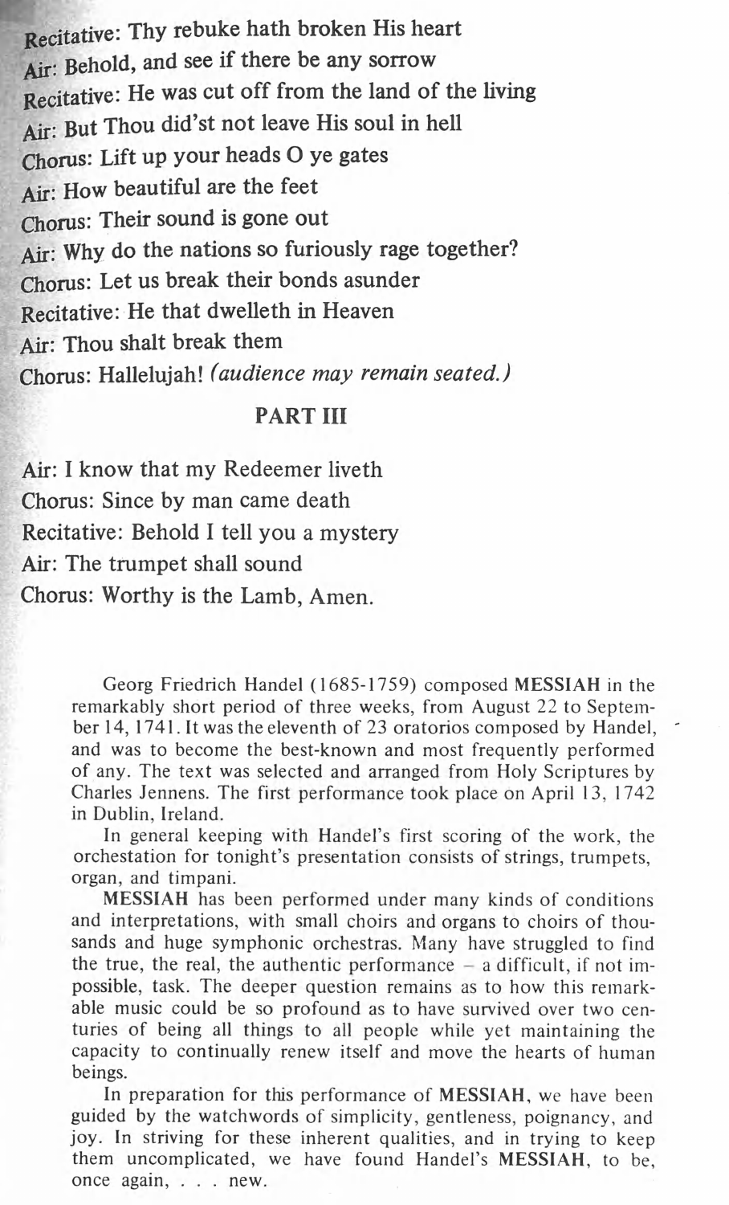**Recitative:** Thy rebuke hath broken His heart
**Air:** Behold, and see if there be any sorrow
**Recitative:** He was cut off from the land of the living
**Air:** But Thou did'st not leave His soul in hell
**Chorus:** Lift up your heads O ye gates
**Air:** How beautiful are the feet
**Chorus:** Their sound is gone out
**Air:** Why do the nations so furiously rage together?
**Chorus:** Let us break their bonds asunder
**Recitative:** He that dwelleth in Heaven
**Air:** Thou shalt break them
**Chorus:** Hallelujah! *(audience may remain seated.)*

## PART III

**Air:** I know that my Redeemer liveth
**Chorus:** Since by man came death
**Recitative:** Behold I tell you a mystery
**Air:** The trumpet shall sound
**Chorus:** Worthy is the Lamb, Amen.

Georg Friedrich Handel (1685-1759) composed **MESSIAH** in the remarkably short period of three weeks, from August 22 to September 14, 1741. It was the eleventh of 23 oratorios composed by Handel, and was to become the best-known and most frequently performed of any. The text was selected and arranged from Holy Scriptures by Charles Jennens. The first performance took place on April 13, 1742 in Dublin, Ireland.

In general keeping with Handel's first scoring of the work, the orchestation for tonight's presentation consists of strings, trumpets, organ, and timpani.

**MESSIAH** has been performed under many kinds of conditions and interpretations, with small choirs and organs to choirs of thousands and huge symphonic orchestras. Many have struggled to find the true, the real, the authentic performance – a difficult, if not impossible, task. The deeper question remains as to how this remarkable music could be so profound as to have survived over two centuries of being all things to all people while yet maintaining the capacity to continually renew itself and move the hearts of human beings.

In preparation for this performance of **MESSIAH**, we have been guided by the watchwords of simplicity, gentleness, poignancy, and joy. In striving for these inherent qualities, and in trying to keep them uncomplicated, we have found Handel's **MESSIAH**, to be, once again, . . . new.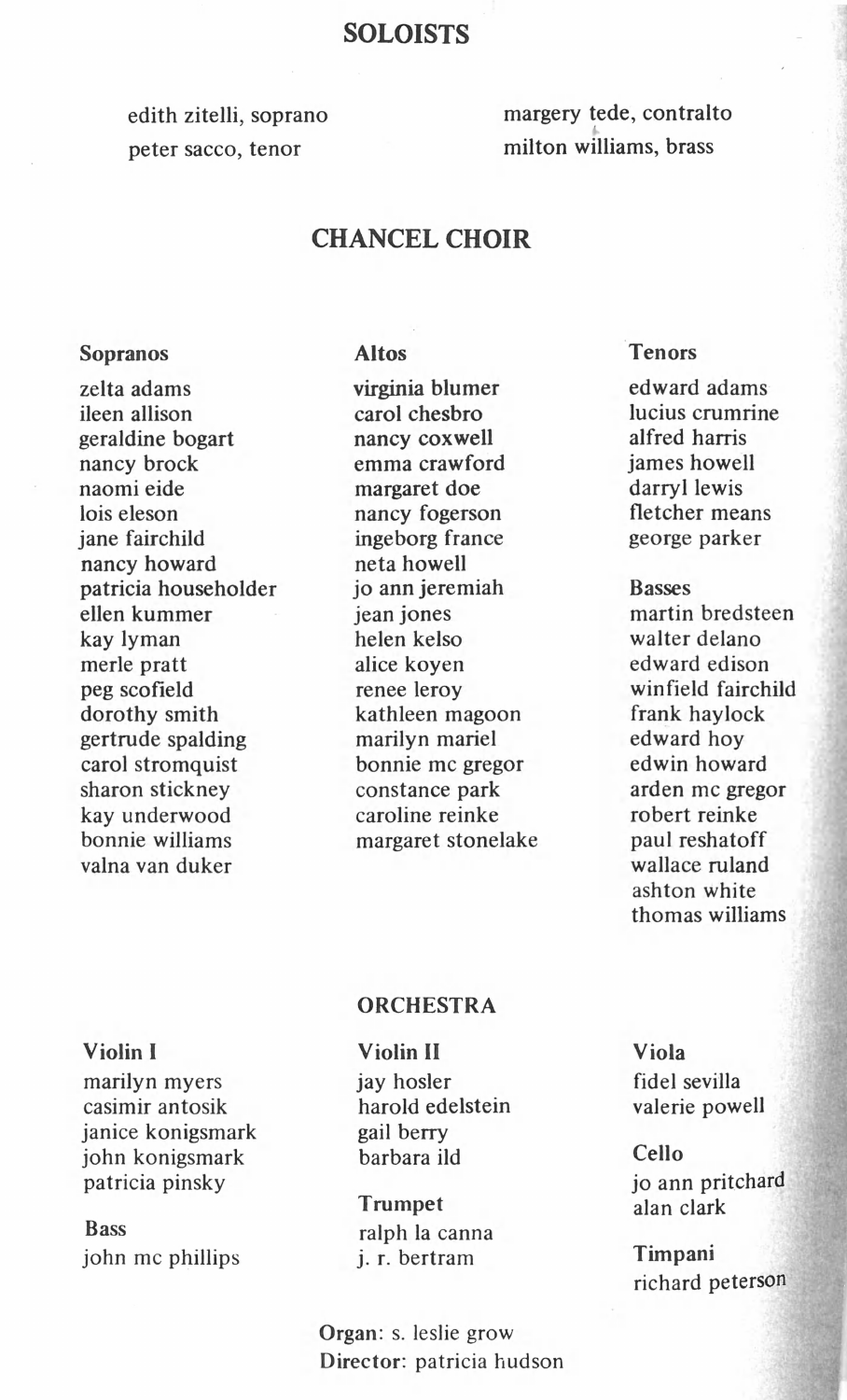## SOLOISTS

edith zitelli, soprano
peter sacco, tenor
margery tede, contralto
milton williams, brass

## CHANCEL CHOIR

### Sopranos

zelta adams
ileen allison
geraldine bogart
nancy brock
naomi eide
lois eleson
jane fairchild
nancy howard
patricia householder
ellen kummer
kay lyman
merle pratt
peg scofield
dorothy smith
gertrude spalding
carol stromquist
sharon stickney
kay underwood
bonnie williams
valna van duker

### Altos

virginia blumer
carol chesbro
nancy coxwell
emma crawford
margaret doe
nancy fogerson
ingeborg france
neta howell
jo ann jeremiah
jean jones
helen kelso
alice koyen
renee leroy
kathleen magoon
marilyn mariel
bonnie mc gregor
constance park
caroline reinke
margaret stonelake

### Tenors

edward adams
lucius crumrine
alfred harris
james howell
darryl lewis
fletcher means
george parker

### Basses

martin bredsteen
walter delano
edward edison
winfield fairchild
frank haylock
edward hoy
edwin howard
arden mc gregor
robert reinke
paul reshatoff
wallace ruland
ashton white
thomas williams

## ORCHESTRA

### Violin I

marilyn myers
casimir antosik
janice konigsmark
john konigsmark
patricia pinsky

### Bass

john mc phillips

### Violin II

jay hosler
harold edelstein
gail berry
barbara ild

### Trumpet

ralph la canna
j. r. bertram

### Viola

fidel sevilla
valerie powell

### Cello

jo ann pritchard
alan clark

### Timpani

richard peterson

**Organ**: s. leslie grow
**Director**: patricia hudson